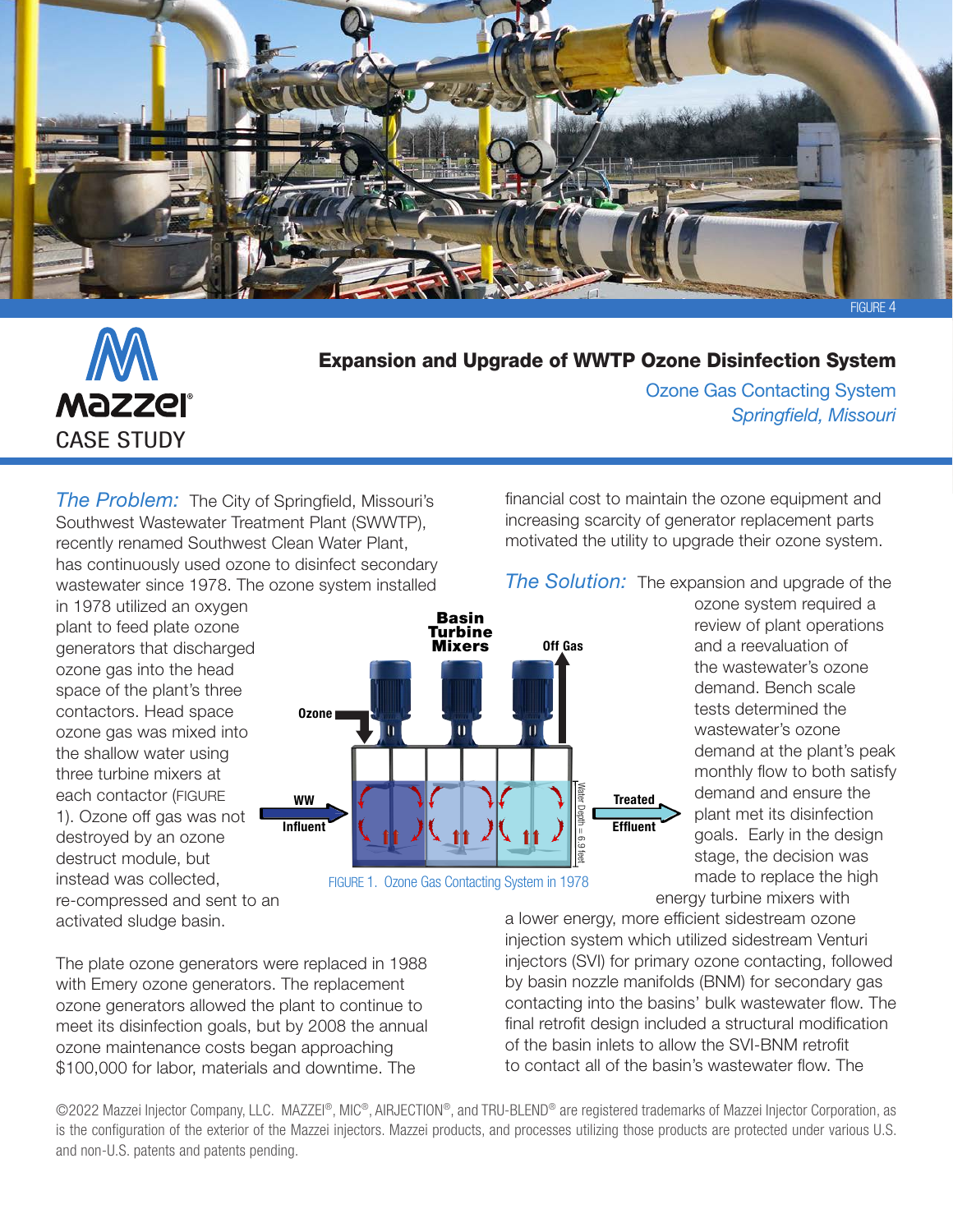FIGURE 4

**MAZZEI CASE STUDY**

# Expansion and Upgrade of WWTP Ozone Disinfection System

*Ozone Gas Contacting System*

*Springfield, Missouri*

***The Problem:*** The City of Springfield, Missouri's Southwest Wastewater Treatment Plant (SWWTP), recently renamed Southwest Clean Water Plant, has continuously used ozone to disinfect secondary wastewater since 1978. The ozone system installed in 1978 utilized an oxygen plant to feed plate ozone generators that discharged ozone gas into the head space of the plant's three contactors. Head space ozone gas was mixed into the shallow water using three turbine mixers at each contactor (FIGURE 1). Ozone off gas was not destroyed by an ozone destruct module, but instead was collected, re-compressed and sent to an activated sludge basin.

Basin Turbine Mixers | Off Gas | Ozone | WW Influent | Treated Effluent | Water Depth = 6.9 feet

FIGURE 1. Ozone Gas Contacting System in 1978

The plate ozone generators were replaced in 1988 with Emery ozone generators. The replacement ozone generators allowed the plant to continue to meet its disinfection goals, but by 2008 the annual ozone maintenance costs began approaching $100,000 for labor, materials and downtime. The financial cost to maintain the ozone equipment and increasing scarcity of generator replacement parts motivated the utility to upgrade their ozone system.

***The Solution:*** The expansion and upgrade of the ozone system required a review of plant operations and a reevaluation of the wastewater's ozone demand. Bench scale tests determined the wastewater's ozone demand at the plant's peak monthly flow to both satisfy demand and ensure the plant met its disinfection goals. Early in the design stage, the decision was made to replace the high energy turbine mixers with a lower energy, more efficient sidestream ozone injection system which utilized sidestream Venturi injectors (SVI) for primary ozone contacting, followed by basin nozzle manifolds (BNM) for secondary gas contacting into the basins' bulk wastewater flow. The final retrofit design included a structural modification of the basin inlets to allow the SVI-BNM retrofit to contact all of the basin's wastewater flow. The

©2022 Mazzei Injector Company, LLC. MAZZEI®, MIC®, AIRJECTION®, and TRU-BLEND® are registered trademarks of Mazzei Injector Corporation, as is the configuration of the exterior of the Mazzei injectors. Mazzei products, and processes utilizing those products are protected under various U.S. and non-U.S. patents and patents pending.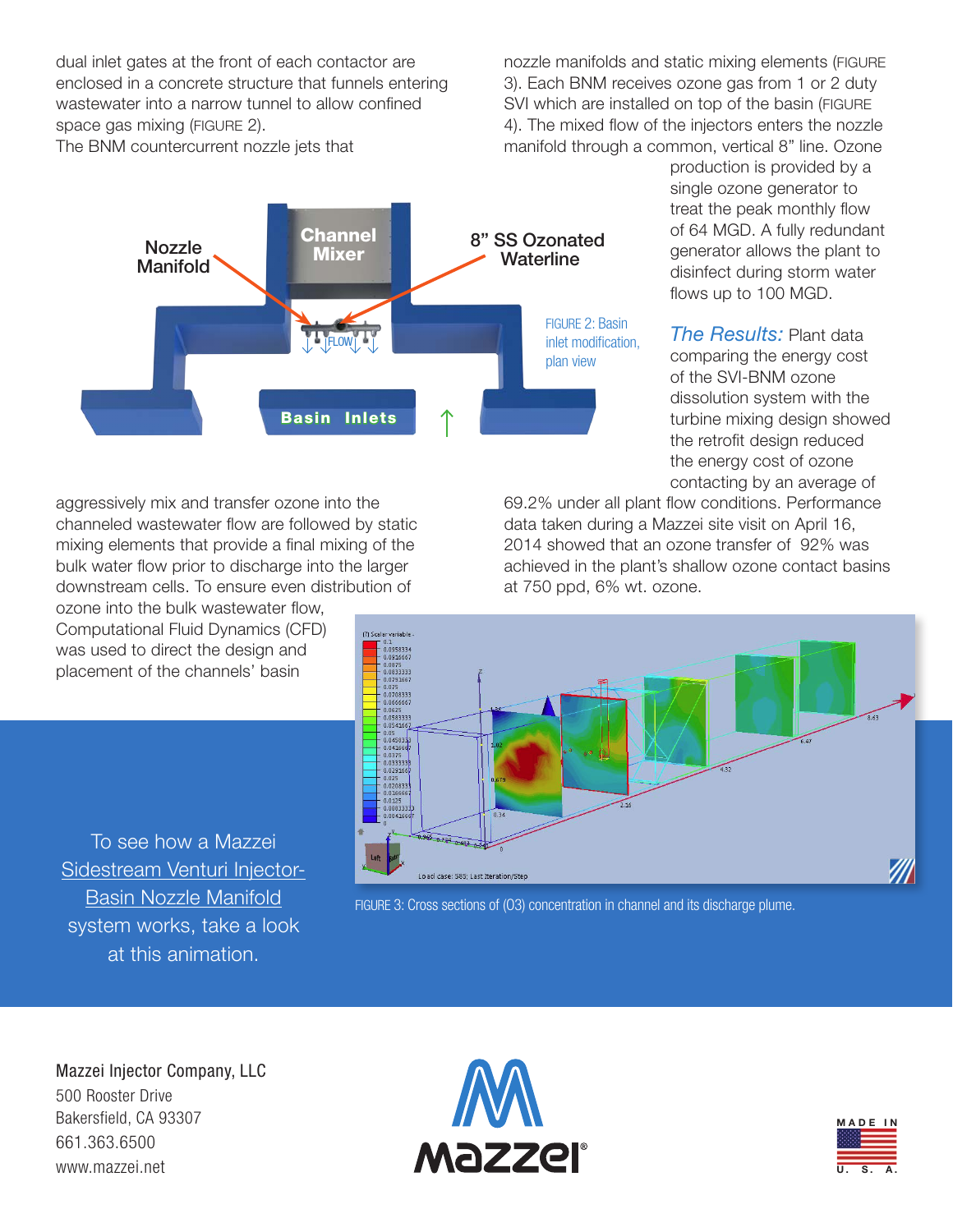dual inlet gates at the front of each contactor are enclosed in a concrete structure that funnels entering wastewater into a narrow tunnel to allow confined space gas mixing (FIGURE 2).

The BNM countercurrent nozzle jets that aggressively mix and transfer ozone into the channeled wastewater flow are followed by static mixing elements that provide a final mixing of the bulk water flow prior to discharge into the larger downstream cells. To ensure even distribution of ozone into the bulk wastewater flow, Computational Fluid Dynamics (CFD) was used to direct the design and placement of the channels' basin nozzle manifolds and static mixing elements (FIGURE 3). Each BNM receives ozone gas from 1 or 2 duty SVI which are installed on top of the basin (FIGURE 4). The mixed flow of the injectors enters the nozzle manifold through a common, vertical 8" line. Ozone production is provided by a single ozone generator to treat the peak monthly flow of 64 MGD. A fully redundant generator allows the plant to disinfect during storm water flows up to 100 MGD.

Nozzle Manifold

Channel Mixer

8" SS Ozonated Waterline

FLOW

Basin Inlets

FIGURE 2: Basin inlet modification, plan view

*The Results:* Plant data comparing the energy cost of the SVI-BNM ozone dissolution system with the turbine mixing design showed the retrofit design reduced the energy cost of ozone contacting by an average of 69.2% under all plant flow conditions. Performance data taken during a Mazzei site visit on April 16, 2014 showed that an ozone transfer of 92% was achieved in the plant's shallow ozone contact basins at 750 ppd, 6% wt. ozone.

FIGURE 3: Cross sections of (O3) concentration in channel and its discharge plume.

To see how a Mazzei Sidestream Venturi Injector-Basin Nozzle Manifold system works, take a look at this animation.

Mazzei Injector Company, LLC
500 Rooster Drive
Bakersfield, CA 93307
661.363.6500
www.mazzei.net

MADE IN U.S.A.